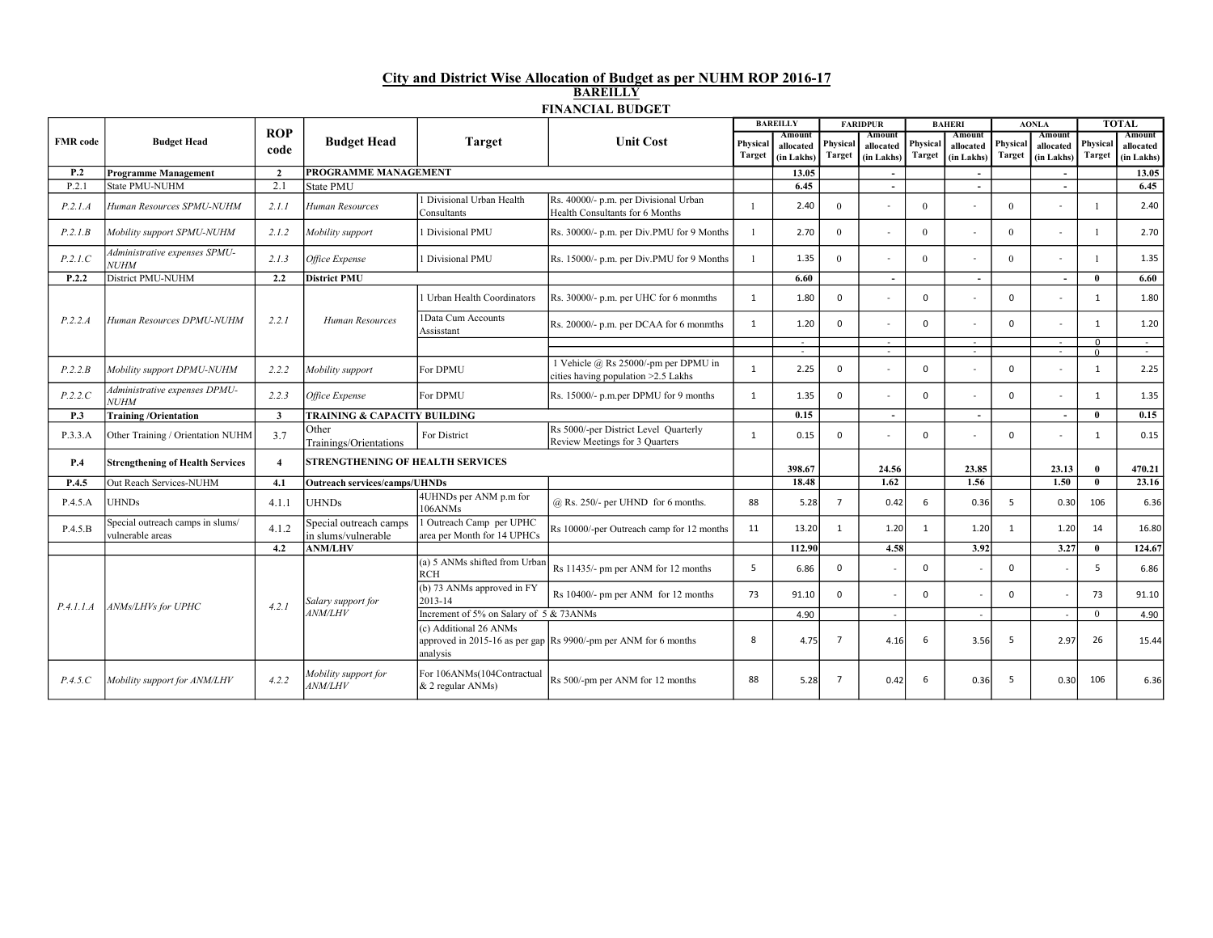# City and District Wise Allocation of Budget as per NUHM ROP 2016-17

## BAREILLY

### FINANCIAL BUDGET

| FMR code | Budget Head | ROP code | Budget Head | Target | Unit Cost | BAREILLY | | FARIDPUR | | BAHERI | | AONLA | | TOTAL | |
|---|---|---|---|---|---|---|---|---|---|---|---|---|---|---|---|
| | | | | | | Physical Target | Amount allocated (in Lakhs) | Physical Target | Amount allocated (in Lakhs) | Physical Target | Amount allocated (in Lakhs) | Physical Target | Amount allocated (in Lakhs) | Physical Target | Amount allocated (in Lakhs) |
| **P.2** | **Programme Management** | **2** | **PROGRAMME MANAGEMENT** | | | | **13.05** | | **-** | | **-** | | **-** | | **13.05** |
| P.2.1 | State PMU-NUHM | 2.1 | State PMU | | | | **6.45** | | **-** | | **-** | | **-** | | **6.45** |
| *P.2.1.A* | *Human Resources SPMU-NUHM* | *2.1.1* | *Human Resources* | 1 Divisional Urban Health Consultants | Rs. 40000/- p.m. per Divisional Urban Health Consultants for 6 Months | 1 | 2.40 | 0 | - | 0 | - | 0 | - | 1 | 2.40 |
| *P.2.1.B* | *Mobility support SPMU-NUHM* | *2.1.2* | *Mobility support* | 1 Divisional PMU | Rs. 30000/- p.m. per Div.PMU for 9 Months | 1 | 2.70 | 0 | - | 0 | - | 0 | - | 1 | 2.70 |
| *P.2.1.C* | *Administrative expenses SPMU-NUHM* | *2.1.3* | *Office Expense* | 1 Divisional PMU | Rs. 15000/- p.m. per Div.PMU for 9 Months | 1 | 1.35 | 0 | - | 0 | - | 0 | - | 1 | 1.35 |
| **P.2.2** | District PMU-NUHM | **2.2** | **District PMU** | | | | **6.60** | | **-** | | **-** | | **-** | **0** | **6.60** |
| *P.2.2.A* | *Human Resources DPMU-NUHM* | *2.2.1* | *Human Resources* | 1 Urban Health Coordinators | Rs. 30000/- p.m. per UHC for 6 monmths | 1 | 1.80 | 0 | - | 0 | - | 0 | - | 1 | 1.80 |
| | | | | 1Data Cum Accounts Assisstant | Rs. 20000/- p.m. per DCAA for 6 monmths | 1 | 1.20 | 0 | - | 0 | - | 0 | - | 1 | 1.20 |
| | | | | | | | - | | - | | - | | - | 0 | - |
| | | | | | | | - | | - | | - | | - | 0 | - |
| *P.2.2.B* | *Mobility support DPMU-NUHM* | *2.2.2* | *Mobility support* | For DPMU | 1 Vehicle @ Rs 25000/-pm per DPMU in cities having population >2.5 Lakhs | 1 | 2.25 | 0 | - | 0 | - | 0 | - | 1 | 2.25 |
| *P.2.2.C* | *Administrative expenses DPMU-NUHM* | *2.2.3* | *Office Expense* | For DPMU | Rs. 15000/- p.m.per DPMU for 9 months | 1 | 1.35 | 0 | - | 0 | - | 0 | - | 1 | 1.35 |
| **P.3** | **Training /Orientation** | **3** | **TRAINING & CAPACITY BUILDING** | | | | **0.15** | | **-** | | **-** | | **-** | **0** | **0.15** |
| P.3.3.A | Other Training / Orientation NUHM | 3.7 | Other Trainings/Orientations | For District | Rs 5000/-per District Level Quarterly Review Meetings for 3 Quarters | 1 | 0.15 | 0 | - | 0 | - | 0 | - | 1 | 0.15 |
| **P.4** | **Strengthening of Health Services** | **4** | **STRENGTHENING OF HEALTH SERVICES** | | | | **398.67** | | **24.56** | | **23.85** | | **23.13** | **0** | **470.21** |
| **P.4.5** | Out Reach Services-NUHM | **4.1** | **Outreach services/camps/UHNDs** | | | | **18.48** | | **1.62** | | **1.56** | | **1.50** | **0** | **23.16** |
| P.4.5.A | UHNDs | 4.1.1 | UHNDs | 4UHNDs per ANM p.m for 106ANMs | @ Rs. 250/- per UHND for 6 months. | 88 | 5.28 | 7 | 0.42 | 6 | 0.36 | 5 | 0.30 | 106 | 6.36 |
| P.4.5.B | Special outreach camps in slums/ vulnerable areas | 4.1.2 | Special outreach camps in slums/vulnerable | 1 Outreach Camp per UPHC area per Month for 14 UPHCs | Rs 10000/-per Outreach camp for 12 months | 11 | 13.20 | 1 | 1.20 | 1 | 1.20 | 1 | 1.20 | 14 | 16.80 |
| | | **4.2** | **ANM/LHV** | | | | **112.90** | | **4.58** | | **3.92** | | **3.27** | **0** | **124.67** |
| *P.4.1.1.A* | *ANMs/LHVs for UPHC* | *4.2.1* | *Salary support for ANM/LHV* | (a) 5 ANMs shifted from Urban RCH | Rs 11435/- pm per ANM for 12 months | 5 | 6.86 | 0 | - | 0 | - | 0 | - | 5 | 6.86 |
| | | | | (b) 73 ANMs approved in FY 2013-14 | Rs 10400/- pm per ANM for 12 months | 73 | 91.10 | 0 | - | 0 | - | 0 | - | 73 | 91.10 |
| | | | | Increment of 5% on Salary of 5 & 73ANMs | | | 4.90 | | - | | - | | - | 0 | 4.90 |
| | | | | (c) Additional 26 ANMs approved in 2015-16 as per gap analysis | Rs 9900/-pm per ANM for 6 months | 8 | 4.75 | 7 | 4.16 | 6 | 3.56 | 5 | 2.97 | 26 | 15.44 |
| *P.4.5.C* | *Mobility support for ANM/LHV* | *4.2.2* | *Mobility support for ANM/LHV* | For 106ANMs(104Contractual & 2 regular ANMs) | Rs 500/-pm per ANM for 12 months | 88 | 5.28 | 7 | 0.42 | 6 | 0.36 | 5 | 0.30 | 106 | 6.36 |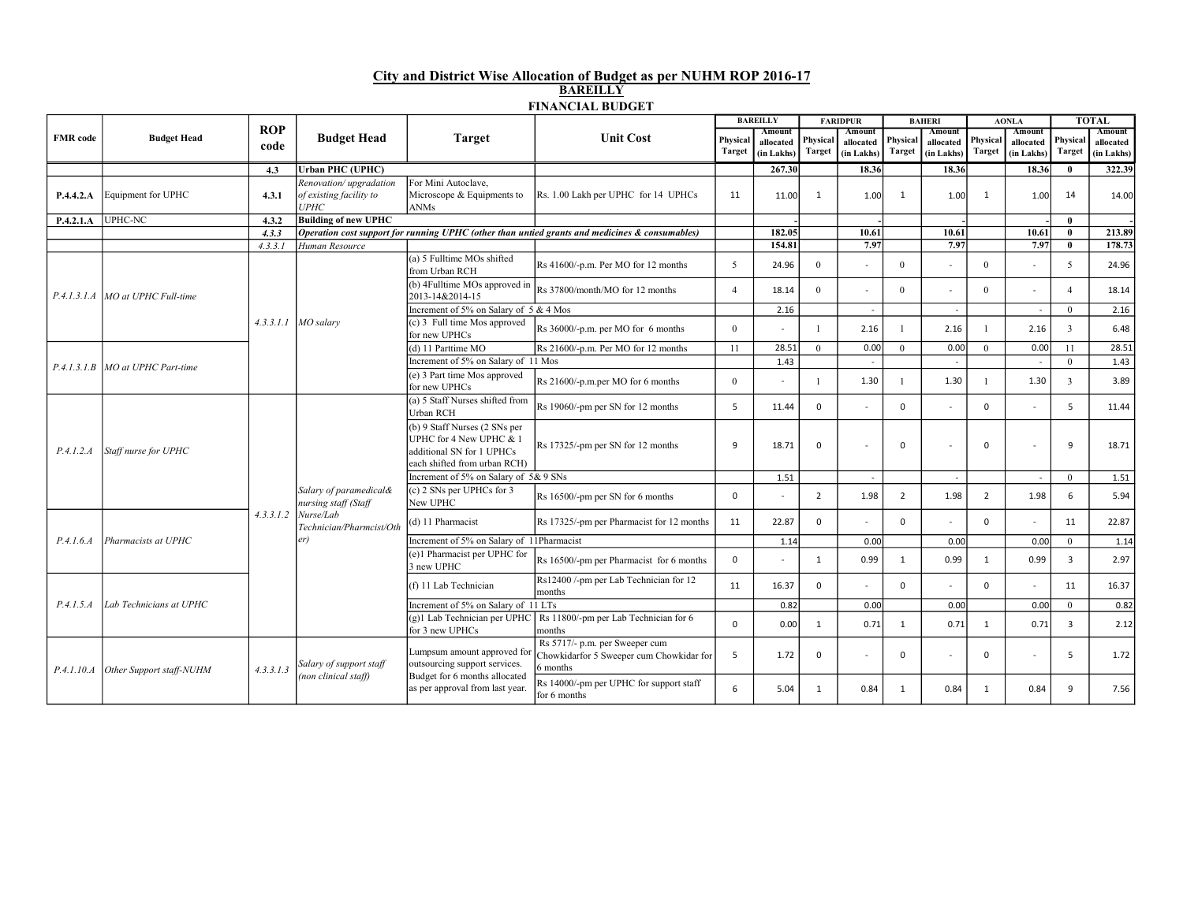## City and District Wise Allocation of Budget as per NUHM ROP 2016-17

### BAREILLY

### FINANCIAL BUDGET

| FMR code | Budget Head | ROP code | Budget Head | Target | Unit Cost | BAREILLY | | FARIDPUR | | BAHERI | | AONLA | | TOTAL | |
|---|---|---|---|---|---|---|---|---|---|---|---|---|---|---|---|
| | | | | | | Physical Target | Amount allocated (in Lakhs) | Physical Target | Amount allocated (in Lakhs) | Physical Target | Amount allocated (in Lakhs) | Physical Target | Amount allocated (in Lakhs) | Physical Target | Amount allocated (in Lakhs) |
| | | **4.3** | **Urban PHC (UPHC)** | | | | **267.30** | | **18.36** | | **18.36** | | **18.36** | **0** | **322.39** |
| **P.4.4.2.A** | Equipment for UPHC | **4.3.1** | *Renovation/ upgradation of existing facility to UPHC* | For Mini Autoclave, Microscope & Equipments to ANMs | Rs. 1.00 Lakh per UPHC for 14 UPHCs | 11 | 11.00 | 1 | 1.00 | 1 | 1.00 | 1 | 1.00 | 14 | 14.00 |
| **P.4.2.1.A** | UPHC-NC | **4.3.2** | **Building of new UPHC** | | | | - | | - | | - | | - | **0** | - |
| | | ***4.3.3*** | ***Operation cost support for running UPHC (other than untied grants and medicines & consumables)*** | | | | **182.05** | | **10.61** | | **10.61** | | **10.61** | **0** | **213.89** |
| | | *4.3.3.1* | *Human Resource* | | | | **154.81** | | **7.97** | | **7.97** | | **7.97** | **0** | **178.73** |
| *P.4.1.3.1.A* | *MO at UPHC Full-time* | *4.3.3.1.1* | *MO salary* | (a) 5 Fulltime MOs shifted from Urban RCH | Rs 41600/-p.m. Per MO for 12 months | 5 | 24.96 | 0 | - | 0 | - | 0 | - | 5 | 24.96 |
| | | | | (b) 4Fulltime MOs approved in 2013-14&2014-15 | Rs 37800/month/MO for 12 months | 4 | 18.14 | 0 | - | 0 | - | 0 | - | 4 | 18.14 |
| | | | | Increment of 5% on Salary of 5 & 4 Mos | | | 2.16 | | - | | - | | - | 0 | 2.16 |
| | | | | (c) 3 Full time Mos approved for new UPHCs | Rs 36000/-p.m. per MO for 6 months | 0 | - | 1 | 2.16 | 1 | 2.16 | 1 | 2.16 | 3 | 6.48 |
| *P.4.1.3.1.B* | *MO at UPHC Part-time* | | | (d) 11 Parttime MO | Rs 21600/-p.m. Per MO for 12 months | 11 | 28.51 | 0 | 0.00 | 0 | 0.00 | 0 | 0.00 | 11 | 28.51 |
| | | | | Increment of 5% on Salary of 11 Mos | | | 1.43 | | - | | - | | - | 0 | 1.43 |
| | | | | (e) 3 Part time Mos approved for new UPHCs | Rs 21600/-p.m.per MO for 6 months | 0 | - | 1 | 1.30 | 1 | 1.30 | 1 | 1.30 | 3 | 3.89 |
| *P.4.1.2.A* | *Staff nurse for UPHC* | *4.3.3.1.2* | *Salary of paramedical& nursing staff (Staff Nurse/Lab Technician/Pharmcist/Other)* | (a) 5 Staff Nurses shifted from Urban RCH | Rs 19060/-pm per SN for 12 months | 5 | 11.44 | 0 | - | 0 | - | 0 | - | 5 | 11.44 |
| | | | | (b) 9 Staff Nurses (2 SNs per UPHC for 4 New UPHC & 1 additional SN for 1 UPHCs each shifted from urban RCH) | Rs 17325/-pm per SN for 12 months | 9 | 18.71 | 0 | - | 0 | - | 0 | - | 9 | 18.71 |
| | | | | Increment of 5% on Salary of 5& 9 SNs | | | 1.51 | | - | | - | | - | 0 | 1.51 |
| | | | | (c) 2 SNs per UPHCs for 3 New UPHC | Rs 16500/-pm per SN for 6 months | 0 | - | 2 | 1.98 | 2 | 1.98 | 2 | 1.98 | 6 | 5.94 |
| *P.4.1.6.A* | *Pharmacists at UPHC* | | | (d) 11 Pharmacist | Rs 17325/-pm per Pharmacist for 12 months | 11 | 22.87 | 0 | - | 0 | - | 0 | - | 11 | 22.87 |
| | | | | Increment of 5% on Salary of 11Pharmacist | | | 1.14 | | 0.00 | | 0.00 | | 0.00 | 0 | 1.14 |
| | | | | (e)1 Pharmacist per UPHC for 3 new UPHC | Rs 16500/-pm per Pharmacist for 6 months | 0 | - | 1 | 0.99 | 1 | 0.99 | 1 | 0.99 | 3 | 2.97 |
| *P.4.1.5.A* | *Lab Technicians at UPHC* | | | (f) 11 Lab Technician | Rs12400 /-pm per Lab Technician for 12 months | 11 | 16.37 | 0 | - | 0 | - | 0 | - | 11 | 16.37 |
| | | | | Increment of 5% on Salary of 11 LTs | | | 0.82 | | 0.00 | | 0.00 | | 0.00 | 0 | 0.82 |
| | | | | (g)1 Lab Technician per UPHC for 3 new UPHCs | Rs 11800/-pm per Lab Technician for 6 months | 0 | 0.00 | 1 | 0.71 | 1 | 0.71 | 1 | 0.71 | 3 | 2.12 |
| *P.4.1.10.A* | *Other Support staff-NUHM* | *4.3.3.1.3* | *Salary of support staff (non clinical staff)* | Lumpsum amount approved for outsourcing support services. Budget for 6 months allocated as per approval from last year. | Rs 5717/- p.m. per Sweeper cum Chowkidarfor 5 Sweeper cum Chowkidar for 6 months | 5 | 1.72 | 0 | - | 0 | - | 0 | - | 5 | 1.72 |
| | | | | | Rs 14000/-pm per UPHC for support staff for 6 months | 6 | 5.04 | 1 | 0.84 | 1 | 0.84 | 1 | 0.84 | 9 | 7.56 |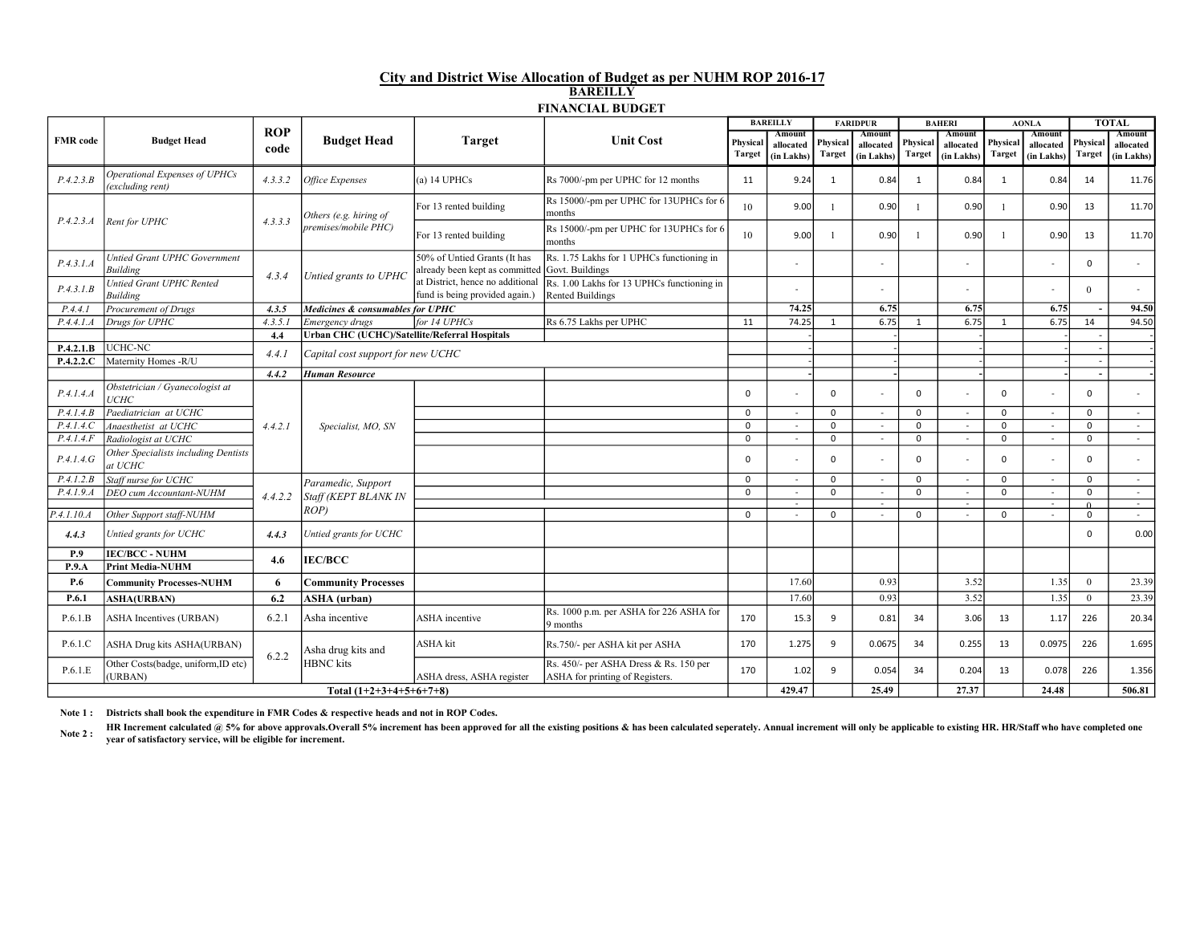## City and District Wise Allocation of Budget as per NUHM ROP 2016-17

### BAREILLY

### FINANCIAL BUDGET

| FMR code | Budget Head | ROP code | Budget Head | Target | Unit Cost | BAREILLY | | FARIDPUR | | BAHERI | | AONLA | | TOTAL | |
|---|---|---|---|---|---|---|---|---|---|---|---|---|---|---|---|
| | | | | | | Physical Target | Amount allocated (in Lakhs) | Physical Target | Amount allocated (in Lakhs) | Physical Target | Amount allocated (in Lakhs) | Physical Target | Amount allocated (in Lakhs) | Physical Target | Amount allocated (in Lakhs) |
| *P.4.2.3.B* | *Operational Expenses of UPHCs (excluding rent)* | *4.3.3.2* | *Office Expenses* | (a) 14 UPHCs | Rs 7000/-pm per UPHC for 12 months | 11 | 9.24 | 1 | 0.84 | 1 | 0.84 | 1 | 0.84 | 14 | 11.76 |
| *P.4.2.3.A* | *Rent for UPHC* | *4.3.3.3* | *Others (e.g. hiring of premises/mobile PHC)* | For 13 rented building | Rs 15000/-pm per UPHC for 13UPHCs for 6 months | 10 | 9.00 | 1 | 0.90 | 1 | 0.90 | 1 | 0.90 | 13 | 11.70 |
| | | | | For 13 rented building | Rs 15000/-pm per UPHC for 13UPHCs for 6 months | 10 | 9.00 | 1 | 0.90 | 1 | 0.90 | 1 | 0.90 | 13 | 11.70 |
| *P.4.3.1.A* | *Untied Grant UPHC Government Building* | *4.3.4* | *Untied grants to UPHC* | 50% of Untied Grants (It has already been kept as committed at District, hence no additional fund is being provided again.) | Rs. 1.75 Lakhs for 1 UPHCs functioning in Govt. Buildings | | - | | - | | - | | - | 0 | - |
| *P.4.3.1.B* | *Untied Grant UPHC Rented Building* | | | | Rs. 1.00 Lakhs for 13 UPHCs functioning in Rented Buildings | | - | | - | | - | | - | 0 | - |
| *P.4.4.1* | *Procurement of Drugs* | ***4.3.5*** | ***Medicines & consumables for UPHC*** | | | | **74.25** | | **6.75** | | **6.75** | | **6.75** | **-** | **94.50** |
| *P.4.4.1.A* | *Drugs for UPHC* | *4.3.5.1* | *Emergency drugs* | *for 14 UPHCs* | Rs 6.75 Lakhs per UPHC | 11 | 74.25 | 1 | 6.75 | 1 | 6.75 | 1 | 6.75 | 14 | 94.50 |
| | | **4.4** | **Urban CHC (UCHC)/Satellite/Referral Hospitals** | | | | - | | - | | - | | - | - | - |
| **P.4.2.1.B** | UCHC-NC | *4.4.1* | *Capital cost support for new UCHC* | | | | - | | - | | - | | - | - | - |
| **P.4.2.2.C** | Maternity Homes -R/U | | | | | | - | | - | | - | | - | - | - |
| | | ***4.4.2*** | ***Human Resource*** | | | | **-** | | **-** | | **-** | | **-** | **-** | **-** |
| *P.4.1.4.A* | *Obstetrician / Gyanecologist at UCHC* | *4.4.2.1* | *Specialist, MO, SN* | | | 0 | - | 0 | - | 0 | - | 0 | - | 0 | - |
| *P.4.1.4.B* | *Paediatrician at UCHC* | | | | | 0 | - | 0 | - | 0 | - | 0 | - | 0 | - |
| *P.4.1.4.C* | *Anaesthetist at UCHC* | | | | | 0 | - | 0 | - | 0 | - | 0 | - | 0 | - |
| *P.4.1.4.F* | *Radiologist at UCHC* | | | | | 0 | - | 0 | - | 0 | - | 0 | - | 0 | - |
| *P.4.1.4.G* | *Other Specialists including Dentists at UCHC* | | | | | 0 | - | 0 | - | 0 | - | 0 | - | 0 | - |
| *P.4.1.2.B* | *Staff nurse for UCHC* | *4.4.2.2* | *Paramedic, Support Staff (KEPT BLANK IN ROP)* | | | 0 | - | 0 | - | 0 | - | 0 | - | 0 | - |
| *P.4.1.9.A* | *DEO cum Accountant-NUHM* | | | | | 0 | - | 0 | - | 0 | - | 0 | - | 0 | - |
| | | | | | | | - | | - | | - | | - | 0 | - |
| *P.4.1.10.A* | *Other Support staff-NUHM* | | | | | 0 | - | 0 | - | 0 | - | 0 | - | 0 | - |
| ***4.4.3*** | *Untied grants for UCHC* | ***4.4.3*** | *Untied grants for UCHC* | | | | | | | | | | | 0 | 0.00 |
| **P.9** | **IEC/BCC - NUHM** | **4.6** | **IEC/BCC** | | | | | | | | | | | | |
| **P.9.A** | **Print Media-NUHM** | | | | | | | | | | | | | | |
| **P.6** | **Community Processes-NUHM** | **6** | **Community Processes** | | | | 17.60 | | 0.93 | | 3.52 | | 1.35 | 0 | 23.39 |
| **P.6.1** | **ASHA(URBAN)** | **6.2** | **ASHA (urban)** | | | | 17.60 | | 0.93 | | 3.52 | | 1.35 | 0 | 23.39 |
| P.6.1.B | ASHA Incentives (URBAN) | 6.2.1 | Asha incentive | ASHA incentive | Rs. 1000 p.m. per ASHA for 226 ASHA for 9 months | 170 | 15.3 | 9 | 0.81 | 34 | 3.06 | 13 | 1.17 | 226 | 20.34 |
| P.6.1.C | ASHA Drug kits ASHA(URBAN) | 6.2.2 | Asha drug kits and HBNC kits | ASHA kit | Rs.750/- per ASHA kit per ASHA | 170 | 1.275 | 9 | 0.0675 | 34 | 0.255 | 13 | 0.0975 | 226 | 1.695 |
| P.6.1.E | Other Costs(badge, uniform,ID etc) (URBAN) | | | ASHA dress, ASHA register | Rs. 450/- per ASHA Dress & Rs. 150 per ASHA for printing of Registers. | 170 | 1.02 | 9 | 0.054 | 34 | 0.204 | 13 | 0.078 | 226 | 1.356 |
| **Total (1+2+3+4+5+6+7+8)** | | | | | | | **429.47** | | **25.49** | | **27.37** | | **24.48** | | **506.81** |

**Note 1 :** **Districts shall book the expenditure in FMR Codes & respective heads and not in ROP Codes.**

**Note 2 :** **HR Increment calculated @ 5% for above approvals.Overall 5% increment has been approved for all the existing positions & has been calculated seperately. Annual increment will only be applicable to existing HR. HR/Staff who have completed one year of satisfactory service, will be eligible for increment.**